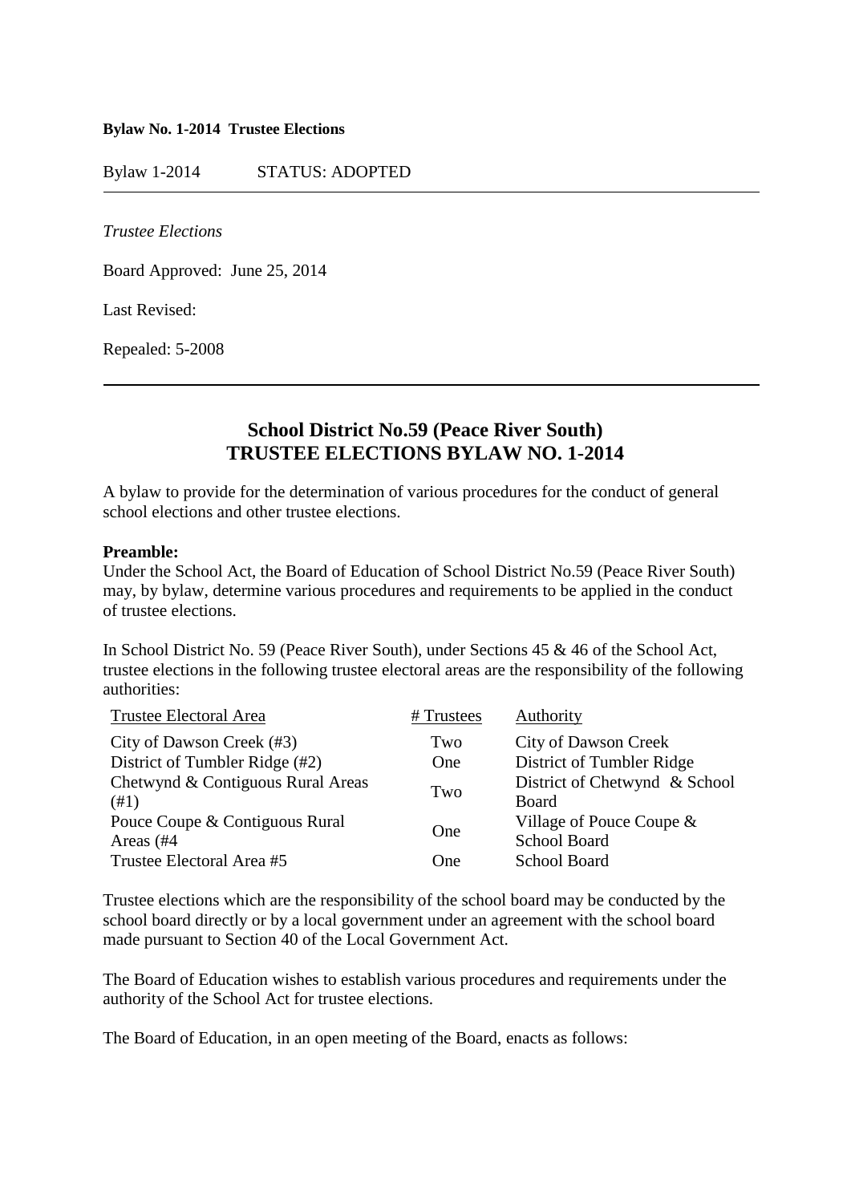**Bylaw No. 1-2014 Trustee Elections**

Bylaw 1-2014 STATUS: ADOPTED

---

*Trustee Elections*

Board Approved: June 25, 2014

Last Revised:

Repealed: 5-2008

---

## School District No.59 (Peace River South)
## TRUSTEE ELECTIONS BYLAW NO. 1-2014

A bylaw to provide for the determination of various procedures for the conduct of general school elections and other trustee elections.

**Preamble:**
Under the School Act, the Board of Education of School District No.59 (Peace River South) may, by bylaw, determine various procedures and requirements to be applied in the conduct of trustee elections.

In School District No. 59 (Peace River South), under Sections 45 & 46 of the School Act, trustee elections in the following trustee electoral areas are the responsibility of the following authorities:

| Trustee Electoral Area | # Trustees | Authority |
|---|---|---|
| City of Dawson Creek (#3) | Two | City of Dawson Creek |
| District of Tumbler Ridge (#2) | One | District of Tumbler Ridge |
| Chetwynd & Contiguous Rural Areas (#1) | Two | District of Chetwynd & School Board |
| Pouce Coupe & Contiguous Rural Areas (#4 | One | Village of Pouce Coupe & School Board |
| Trustee Electoral Area #5 | One | School Board |

Trustee elections which are the responsibility of the school board may be conducted by the school board directly or by a local government under an agreement with the school board made pursuant to Section 40 of the Local Government Act.

The Board of Education wishes to establish various procedures and requirements under the authority of the School Act for trustee elections.

The Board of Education, in an open meeting of the Board, enacts as follows: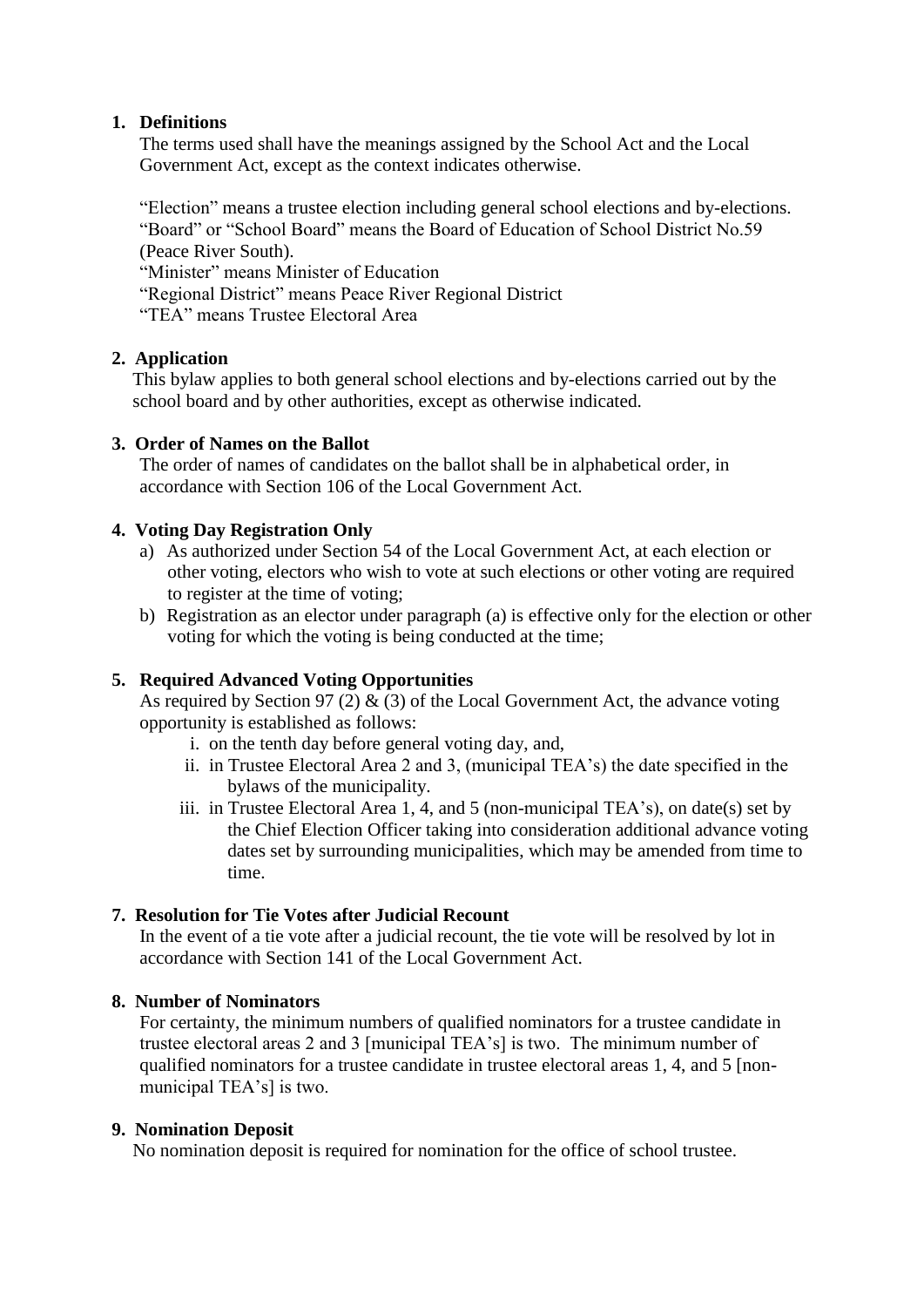## 1. Definitions

The terms used shall have the meanings assigned by the School Act and the Local Government Act, except as the context indicates otherwise.

"Election" means a trustee election including general school elections and by-elections.
"Board" or "School Board" means the Board of Education of School District No.59 (Peace River South).
"Minister" means Minister of Education
"Regional District" means Peace River Regional District
"TEA" means Trustee Electoral Area

## 2. Application

This bylaw applies to both general school elections and by-elections carried out by the school board and by other authorities, except as otherwise indicated.

## 3. Order of Names on the Ballot

The order of names of candidates on the ballot shall be in alphabetical order, in accordance with Section 106 of the Local Government Act.

## 4. Voting Day Registration Only

a) As authorized under Section 54 of the Local Government Act, at each election or other voting, electors who wish to vote at such elections or other voting are required to register at the time of voting;
b) Registration as an elector under paragraph (a) is effective only for the election or other voting for which the voting is being conducted at the time;

## 5. Required Advanced Voting Opportunities

As required by Section 97 (2) & (3) of the Local Government Act, the advance voting opportunity is established as follows:

i. on the tenth day before general voting day, and,
ii. in Trustee Electoral Area 2 and 3, (municipal TEA's) the date specified in the bylaws of the municipality.
iii. in Trustee Electoral Area 1, 4, and 5 (non-municipal TEA's), on date(s) set by the Chief Election Officer taking into consideration additional advance voting dates set by surrounding municipalities, which may be amended from time to time.

## 7. Resolution for Tie Votes after Judicial Recount

In the event of a tie vote after a judicial recount, the tie vote will be resolved by lot in accordance with Section 141 of the Local Government Act.

## 8. Number of Nominators

For certainty, the minimum numbers of qualified nominators for a trustee candidate in trustee electoral areas 2 and 3 [municipal TEA's] is two. The minimum number of qualified nominators for a trustee candidate in trustee electoral areas 1, 4, and 5 [non-municipal TEA's] is two.

## 9. Nomination Deposit

No nomination deposit is required for nomination for the office of school trustee.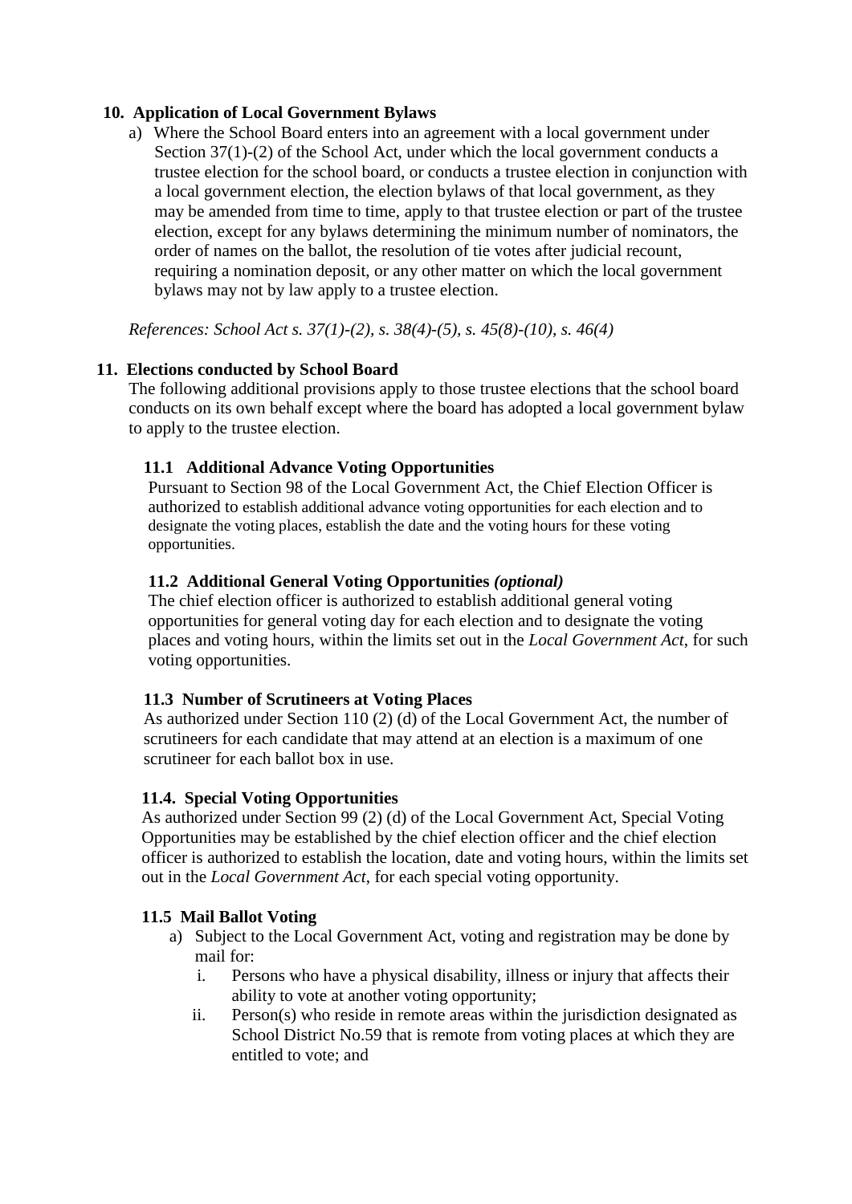## 10. Application of Local Government Bylaws

a) Where the School Board enters into an agreement with a local government under Section 37(1)-(2) of the School Act, under which the local government conducts a trustee election for the school board, or conducts a trustee election in conjunction with a local government election, the election bylaws of that local government, as they may be amended from time to time, apply to that trustee election or part of the trustee election, except for any bylaws determining the minimum number of nominators, the order of names on the ballot, the resolution of tie votes after judicial recount, requiring a nomination deposit, or any other matter on which the local government bylaws may not by law apply to a trustee election.

*References: School Act s. 37(1)-(2), s. 38(4)-(5), s. 45(8)-(10), s. 46(4)*

## 11. Elections conducted by School Board

The following additional provisions apply to those trustee elections that the school board conducts on its own behalf except where the board has adopted a local government bylaw to apply to the trustee election.

### 11.1 Additional Advance Voting Opportunities

Pursuant to Section 98 of the Local Government Act, the Chief Election Officer is authorized to establish additional advance voting opportunities for each election and to designate the voting places, establish the date and the voting hours for these voting opportunities.

### 11.2 Additional General Voting Opportunities *(optional)*

The chief election officer is authorized to establish additional general voting opportunities for general voting day for each election and to designate the voting places and voting hours, within the limits set out in the *Local Government Act*, for such voting opportunities.

### 11.3 Number of Scrutineers at Voting Places

As authorized under Section 110 (2) (d) of the Local Government Act, the number of scrutineers for each candidate that may attend at an election is a maximum of one scrutineer for each ballot box in use.

### 11.4. Special Voting Opportunities

As authorized under Section 99 (2) (d) of the Local Government Act, Special Voting Opportunities may be established by the chief election officer and the chief election officer is authorized to establish the location, date and voting hours, within the limits set out in the *Local Government Act*, for each special voting opportunity.

### 11.5 Mail Ballot Voting

a) Subject to the Local Government Act, voting and registration may be done by mail for:

   i. Persons who have a physical disability, illness or injury that affects their ability to vote at another voting opportunity;

   ii. Person(s) who reside in remote areas within the jurisdiction designated as School District No.59 that is remote from voting places at which they are entitled to vote; and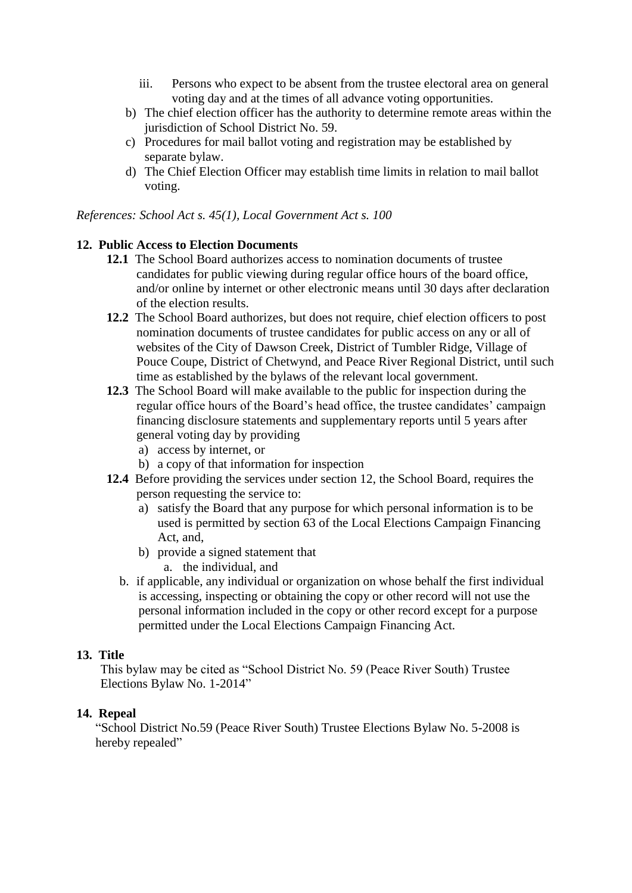iii. Persons who expect to be absent from the trustee electoral area on general voting day and at the times of all advance voting opportunities.

b) The chief election officer has the authority to determine remote areas within the jurisdiction of School District No. 59.
c) Procedures for mail ballot voting and registration may be established by separate bylaw.
d) The Chief Election Officer may establish time limits in relation to mail ballot voting.

*References: School Act s. 45(1), Local Government Act s. 100*

## 12. Public Access to Election Documents

**12.1** The School Board authorizes access to nomination documents of trustee candidates for public viewing during regular office hours of the board office, and/or online by internet or other electronic means until 30 days after declaration of the election results.

**12.2** The School Board authorizes, but does not require, chief election officers to post nomination documents of trustee candidates for public access on any or all of websites of the City of Dawson Creek, District of Tumbler Ridge, Village of Pouce Coupe, District of Chetwynd, and Peace River Regional District, until such time as established by the bylaws of the relevant local government.

**12.3** The School Board will make available to the public for inspection during the regular office hours of the Board's head office, the trustee candidates' campaign financing disclosure statements and supplementary reports until 5 years after general voting day by providing

a) access by internet, or
b) a copy of that information for inspection

**12.4** Before providing the services under section 12, the School Board, requires the person requesting the service to:

a) satisfy the Board that any purpose for which personal information is to be used is permitted by section 63 of the Local Elections Campaign Financing Act, and,
b) provide a signed statement that
   a. the individual, and
   b. if applicable, any individual or organization on whose behalf the first individual is accessing, inspecting or obtaining the copy or other record will not use the personal information included in the copy or other record except for a purpose permitted under the Local Elections Campaign Financing Act.

## 13. Title

This bylaw may be cited as "School District No. 59 (Peace River South) Trustee Elections Bylaw No. 1-2014"

## 14. Repeal

"School District No.59 (Peace River South) Trustee Elections Bylaw No. 5-2008 is hereby repealed"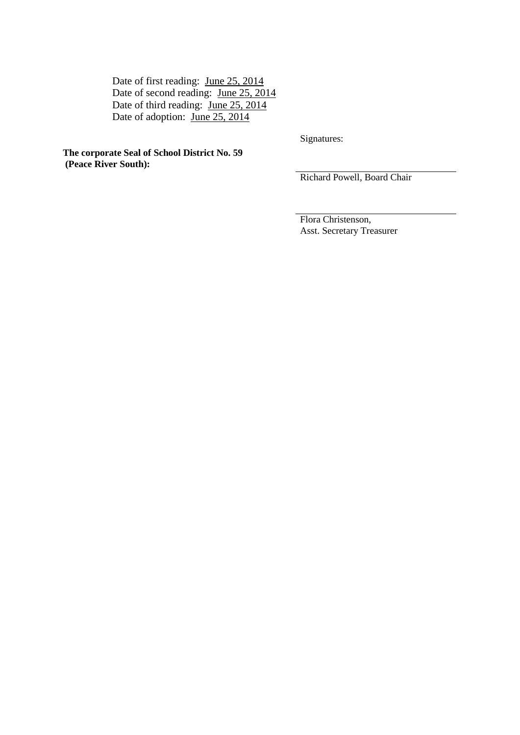Date of first reading: June 25, 2014
Date of second reading: June 25, 2014
Date of third reading: June 25, 2014
Date of adoption: June 25, 2014

Signatures:

**The corporate Seal of School District No. 59 (Peace River South):**

______________________________
Richard Powell, Board Chair

______________________________
Flora Christenson,
Asst. Secretary Treasurer